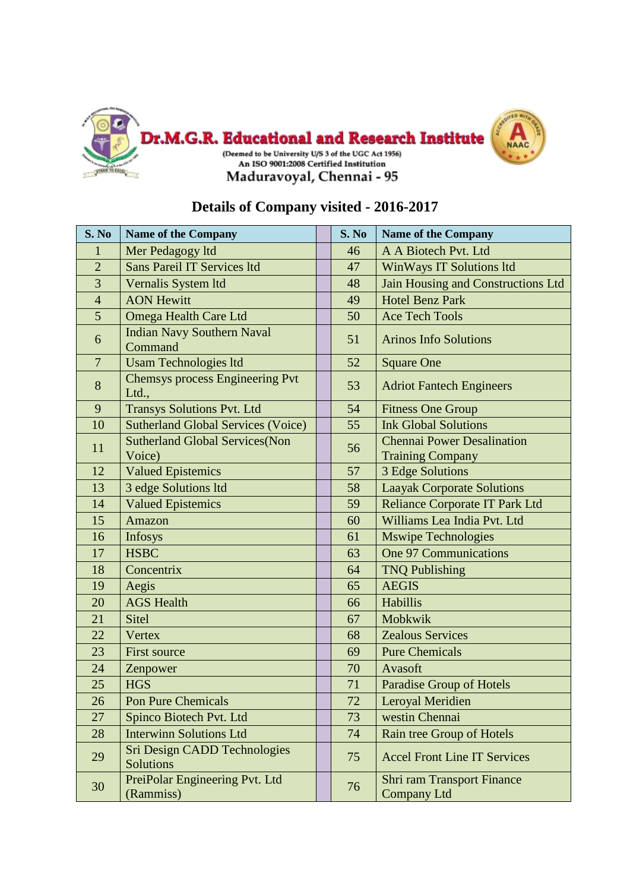**Dr.M.G.R. Educational and Research Institute**

(Deemed to be University U/S 3 of the UGC Act 1956)

An ISO 9001:2008 Certified Institution

Maduravoyal, Chennai - 95

## Details of Company visited - 2016-2017

| S. No | Name of the Company | | S. No | Name of the Company |
|---|---|---|---|---|
| 1 | Mer Pedagogy ltd | | 46 | A A Biotech Pvt. Ltd |
| 2 | Sans Pareil IT Services ltd | | 47 | WinWays IT Solutions ltd |
| 3 | Vernalis System ltd | | 48 | Jain Housing and Constructions Ltd |
| 4 | AON Hewitt | | 49 | Hotel Benz Park |
| 5 | Omega Health Care Ltd | | 50 | Ace Tech Tools |
| 6 | Indian Navy Southern Naval Command | | 51 | Arinos Info Solutions |
| 7 | Usam Technologies ltd | | 52 | Square One |
| 8 | Chemsys process Engineering Pvt Ltd., | | 53 | Adriot Fantech Engineers |
| 9 | Transys Solutions Pvt. Ltd | | 54 | Fitness One Group |
| 10 | Sutherland Global Services (Voice) | | 55 | Ink Global Solutions |
| 11 | Sutherland Global Services(Non Voice) | | 56 | Chennai Power Desalination Training Company |
| 12 | Valued Epistemics | | 57 | 3 Edge Solutions |
| 13 | 3 edge Solutions ltd | | 58 | Laayak Corporate Solutions |
| 14 | Valued Epistemics | | 59 | Reliance Corporate IT Park Ltd |
| 15 | Amazon | | 60 | Williams Lea India Pvt. Ltd |
| 16 | Infosys | | 61 | Mswipe Technologies |
| 17 | HSBC | | 63 | One 97 Communications |
| 18 | Concentrix | | 64 | TNQ Publishing |
| 19 | Aegis | | 65 | AEGIS |
| 20 | AGS Health | | 66 | Habillis |
| 21 | Sitel | | 67 | Mobkwik |
| 22 | Vertex | | 68 | Zealous Services |
| 23 | First source | | 69 | Pure Chemicals |
| 24 | Zenpower | | 70 | Avasoft |
| 25 | HGS | | 71 | Paradise Group of Hotels |
| 26 | Pon Pure Chemicals | | 72 | Leroyal Meridien |
| 27 | Spinco Biotech Pvt. Ltd | | 73 | westin Chennai |
| 28 | Interwinn Solutions Ltd | | 74 | Rain tree Group of Hotels |
| 29 | Sri Design CADD Technologies Solutions | | 75 | Accel Front Line IT Services |
| 30 | PreiPolar Engineering Pvt. Ltd (Rammiss) | | 76 | Shri ram Transport Finance Company Ltd |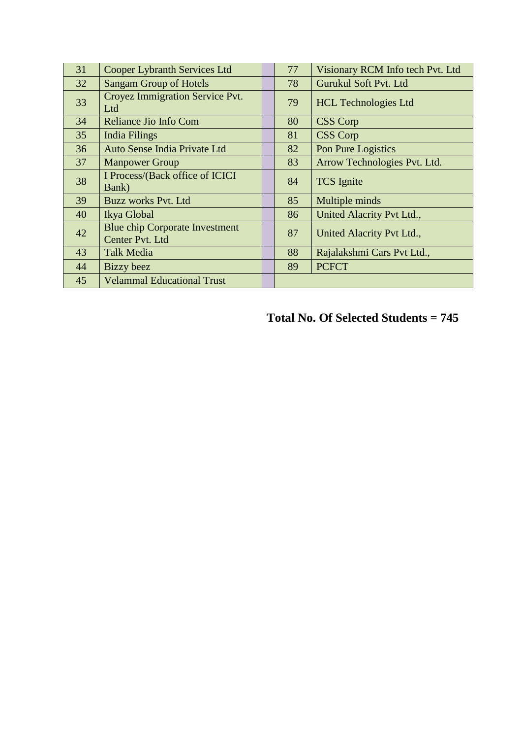| | | | | |
|---|---|---|---|---|
| 31 | Cooper Lybranth Services Ltd | | 77 | Visionary RCM Info tech Pvt. Ltd |
| 32 | Sangam Group of Hotels | | 78 | Gurukul Soft Pvt. Ltd |
| 33 | Croyez Immigration Service Pvt. Ltd | | 79 | HCL Technologies Ltd |
| 34 | Reliance Jio Info Com | | 80 | CSS Corp |
| 35 | India Filings | | 81 | CSS Corp |
| 36 | Auto Sense India Private Ltd | | 82 | Pon Pure Logistics |
| 37 | Manpower Group | | 83 | Arrow Technologies Pvt. Ltd. |
| 38 | I Process/(Back office of ICICI Bank) | | 84 | TCS Ignite |
| 39 | Buzz works Pvt. Ltd | | 85 | Multiple minds |
| 40 | Ikya Global | | 86 | United Alacrity Pvt Ltd., |
| 42 | Blue chip Corporate Investment Center Pvt. Ltd | | 87 | United Alacrity Pvt Ltd., |
| 43 | Talk Media | | 88 | Rajalakshmi Cars Pvt Ltd., |
| 44 | Bizzy beez | | 89 | PCFCT |
| 45 | Velammal Educational Trust | | | |

**Total No. Of Selected Students = 745**